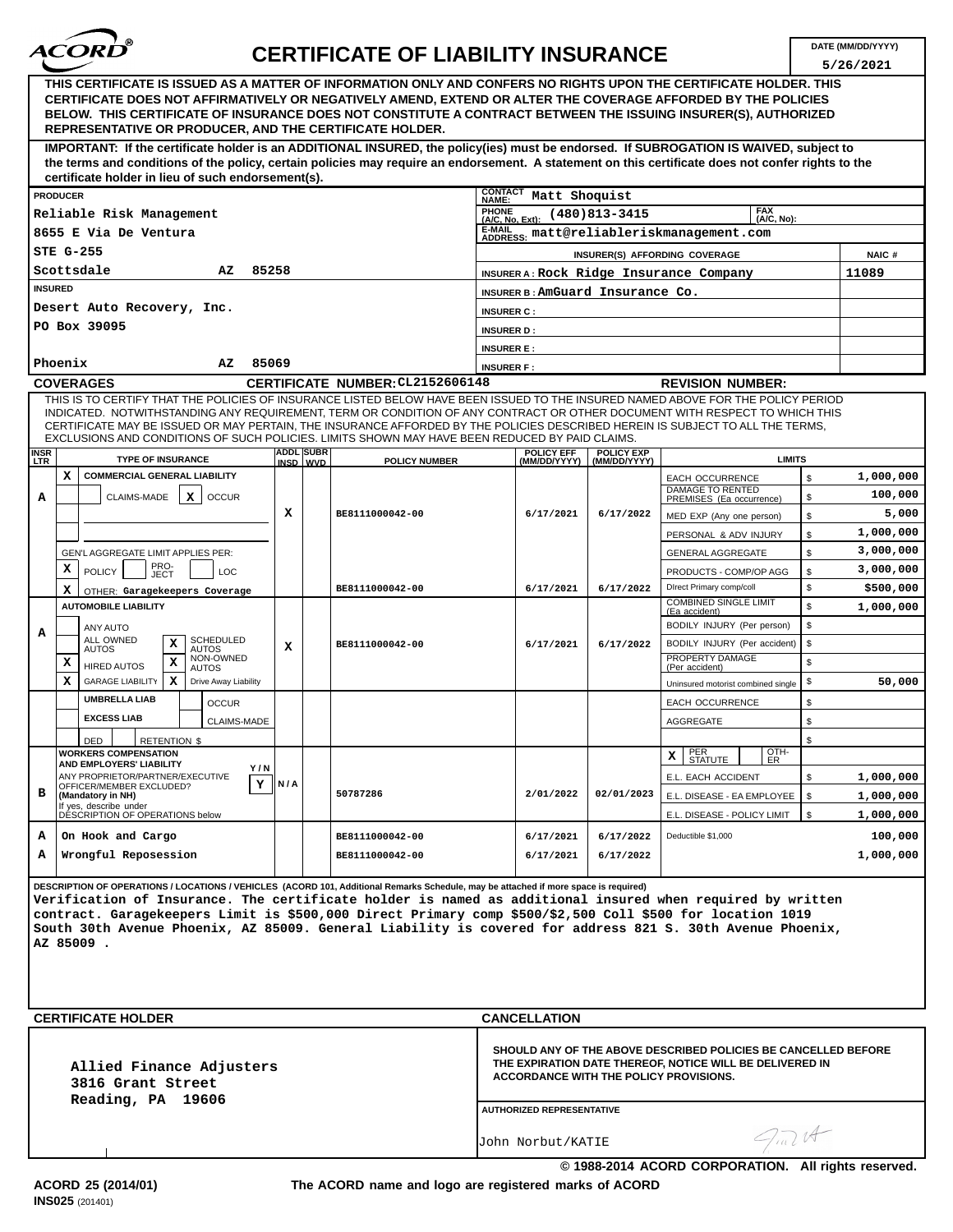# CERTIFICATE OF LIABILITY INSURANCE

**DATE (MM/DD/YYYY):** 5/26/2021

**THIS CERTIFICATE IS ISSUED AS A MATTER OF INFORMATION ONLY AND CONFERS NO RIGHTS UPON THE CERTIFICATE HOLDER. THIS CERTIFICATE DOES NOT AFFIRMATIVELY OR NEGATIVELY AMEND, EXTEND OR ALTER THE COVERAGE AFFORDED BY THE POLICIES BELOW. THIS CERTIFICATE OF INSURANCE DOES NOT CONSTITUTE A CONTRACT BETWEEN THE ISSUING INSURER(S), AUTHORIZED REPRESENTATIVE OR PRODUCER, AND THE CERTIFICATE HOLDER.**

**IMPORTANT: If the certificate holder is an ADDITIONAL INSURED, the policy(ies) must be endorsed. If SUBROGATION IS WAIVED, subject to the terms and conditions of the policy, certain policies may require an endorsement. A statement on this certificate does not confer rights to the certificate holder in lieu of such endorsement(s).**

**PRODUCER**
Reliable Risk Management
8655 E Via De Ventura
STE G-255
Scottsdale AZ 85258

**CONTACT NAME:** Matt Shoquist
**PHONE (A/C, No, Ext):** (480)813-3415 **FAX (A/C, No):**
**E-MAIL ADDRESS:** matt@reliableriskmanagement.com

| INSURER(S) AFFORDING COVERAGE | NAIC # |
|---|---|
| INSURER A : Rock Ridge Insurance Company | 11089 |
| INSURER B : AmGuard Insurance Co. | |
| INSURER C : | |
| INSURER D : | |
| INSURER E : | |
| INSURER F : | |

**INSURED**
Desert Auto Recovery, Inc.
PO Box 39095
Phoenix AZ 85069

## COVERAGES

**CERTIFICATE NUMBER:** CL2152606148 **REVISION NUMBER:**

THIS IS TO CERTIFY THAT THE POLICIES OF INSURANCE LISTED BELOW HAVE BEEN ISSUED TO THE INSURED NAMED ABOVE FOR THE POLICY PERIOD INDICATED. NOTWITHSTANDING ANY REQUIREMENT, TERM OR CONDITION OF ANY CONTRACT OR OTHER DOCUMENT WITH RESPECT TO WHICH THIS CERTIFICATE MAY BE ISSUED OR MAY PERTAIN, THE INSURANCE AFFORDED BY THE POLICIES DESCRIBED HEREIN IS SUBJECT TO ALL THE TERMS, EXCLUSIONS AND CONDITIONS OF SUCH POLICIES. LIMITS SHOWN MAY HAVE BEEN REDUCED BY PAID CLAIMS.

| INSR LTR | TYPE OF INSURANCE | ADDL INSD | SUBR WVD | POLICY NUMBER | POLICY EFF (MM/DD/YYYY) | POLICY EXP (MM/DD/YYYY) | LIMITS | |
|---|---|---|---|---|---|---|---|---|
| A | X COMMERCIAL GENERAL LIABILITY; CLAIMS-MADE / X OCCUR | X | | BE8111000042-00 | 6/17/2021 | 6/17/2022 | EACH OCCURRENCE | $ 1,000,000 |
| | | | | | | | DAMAGE TO RENTED PREMISES (Ea occurrence) | $ 100,000 |
| | | | | | | | MED EXP (Any one person) | $ 5,000 |
| | | | | | | | PERSONAL & ADV INJURY | $ 1,000,000 |
| | GEN'L AGGREGATE LIMIT APPLIES PER: | | | | | | GENERAL AGGREGATE | $ 3,000,000 |
| | X POLICY / PRO-JECT / LOC | | | | | | PRODUCTS - COMP/OP AGG | $ 3,000,000 |
| | X OTHER: Garagekeepers Coverage | | | BE8111000042-00 | 6/17/2021 | 6/17/2022 | DIrect Primary comp/coll | $ $500,000 |
| A | AUTOMOBILE LIABILITY; ANY AUTO; ALL OWNED AUTOS; X SCHEDULED AUTOS; X HIRED AUTOS; X NON-OWNED AUTOS; X GARAGE LIABILITY; X Drive Away Liability | X | | BE8111000042-00 | 6/17/2021 | 6/17/2022 | COMBINED SINGLE LIMIT (Ea accident) | $ 1,000,000 |
| | | | | | | | BODILY INJURY (Per person) | $ |
| | | | | | | | BODILY INJURY (Per accident) | $ |
| | | | | | | | PROPERTY DAMAGE (Per accident) | $ |
| | | | | | | | Uninsured motorist combined single | $ 50,000 |
| | UMBRELLA LIAB / OCCUR; EXCESS LIAB / CLAIMS-MADE; DED / RETENTION $ | | | | | | EACH OCCURRENCE | $ |
| | | | | | | | AGGREGATE | $ |
| | | | | | | | | $ |
| B | WORKERS COMPENSATION AND EMPLOYERS' LIABILITY; ANY PROPRIETOR/PARTNER/EXECUTIVE OFFICER/MEMBER EXCLUDED? (Mandatory in NH) Y; If yes, describe under DESCRIPTION OF OPERATIONS below | N/A | | 50787286 | 2/01/2022 | 02/01/2023 | X PER STATUTE / OTH-ER | |
| | | | | | | | E.L. EACH ACCIDENT | $ 1,000,000 |
| | | | | | | | E.L. DISEASE - EA EMPLOYEE | $ 1,000,000 |
| | | | | | | | E.L. DISEASE - POLICY LIMIT | $ 1,000,000 |
| A | On Hook and Cargo | | | BE8111000042-00 | 6/17/2021 | 6/17/2022 | Deductible $1,000 | 100,000 |
| A | Wrongful Reposession | | | BE8111000042-00 | 6/17/2021 | 6/17/2022 | | 1,000,000 |

**DESCRIPTION OF OPERATIONS / LOCATIONS / VEHICLES (ACORD 101, Additional Remarks Schedule, may be attached if more space is required)**

Verification of Insurance. The certificate holder is named as additional insured when required by written contract. Garagekeepers Limit is $500,000 Direct Primary comp $500/$2,500 Coll $500 for location 1019 South 30th Avenue Phoenix, AZ 85009. General Liability is covered for address 821 S. 30th Avenue Phoenix, AZ 85009 .

## CERTIFICATE HOLDER

Allied Finance Adjusters
3816 Grant Street
Reading, PA 19606

## CANCELLATION

SHOULD ANY OF THE ABOVE DESCRIBED POLICIES BE CANCELLED BEFORE THE EXPIRATION DATE THEREOF, NOTICE WILL BE DELIVERED IN ACCORDANCE WITH THE POLICY PROVISIONS.

**AUTHORIZED REPRESENTATIVE**
John Norbut/KATIE

© 1988-2014 ACORD CORPORATION. All rights reserved.

ACORD 25 (2014/01) The ACORD name and logo are registered marks of ACORD
INS025 (201401)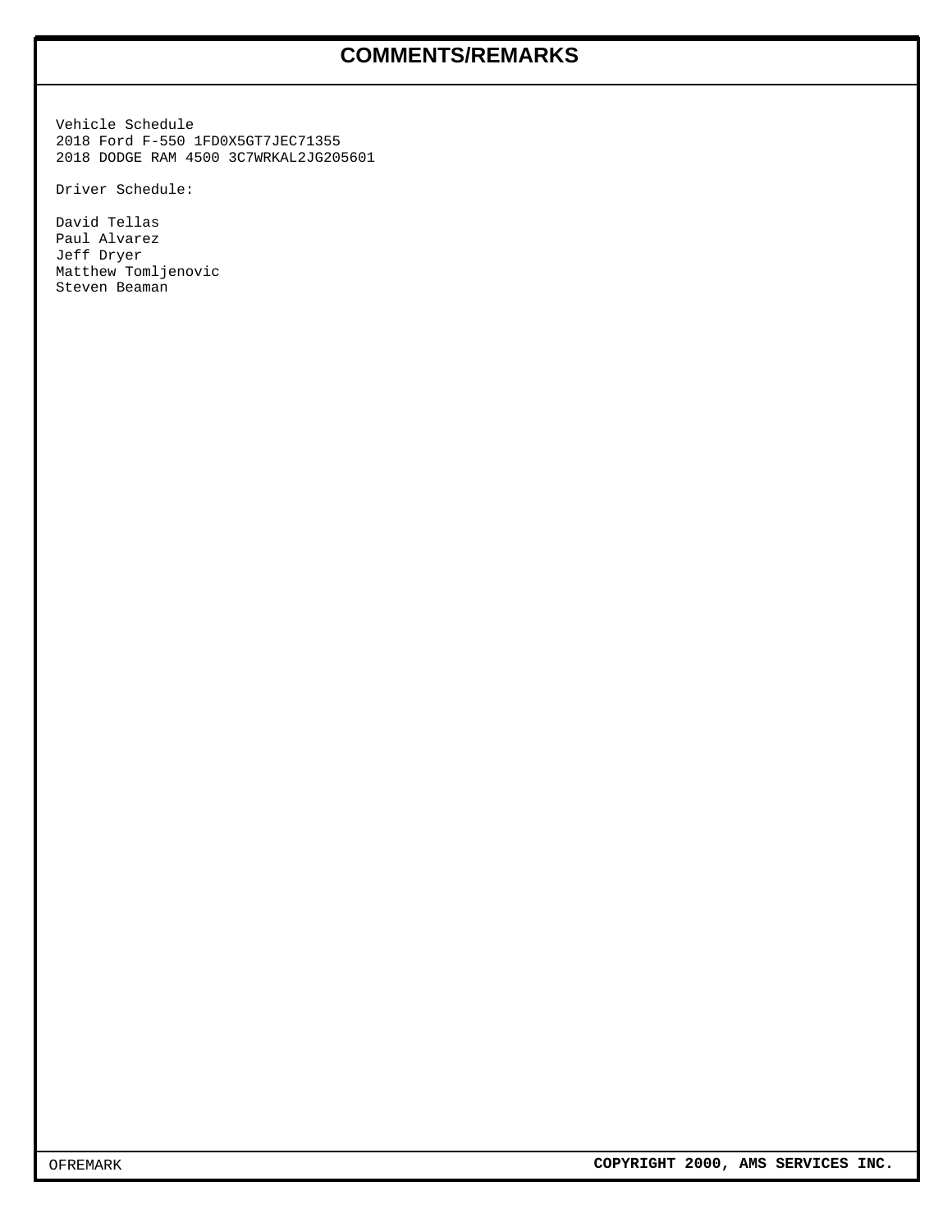# COMMENTS/REMARKS

Vehicle Schedule
2018 Ford F-550 1FD0X5GT7JEC71355
2018 DODGE RAM 4500 3C7WRKAL2JG205601

Driver Schedule:

David Tellas
Paul Alvarez
Jeff Dryer
Matthew Tomljenovic
Steven Beaman

OFREMARK **COPYRIGHT 2000, AMS SERVICES INC.**